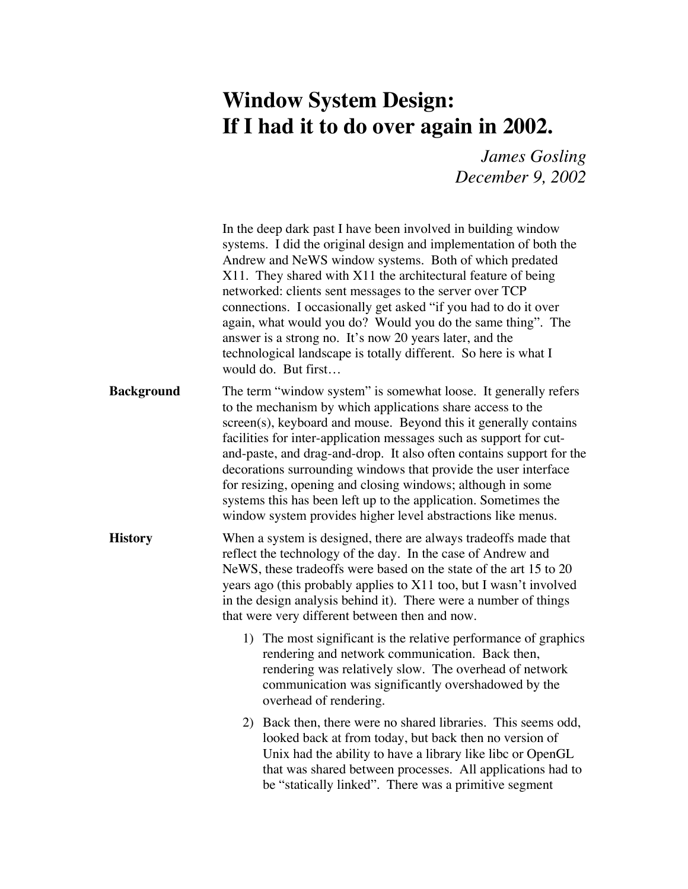# Window System Design: If I had it to do over again in 2002.

*James Gosling*
*December 9, 2002*

In the deep dark past I have been involved in building window systems. I did the original design and implementation of both the Andrew and NeWS window systems. Both of which predated X11. They shared with X11 the architectural feature of being networked: clients sent messages to the server over TCP connections. I occasionally get asked "if you had to do it over again, what would you do? Would you do the same thing". The answer is a strong no. It's now 20 years later, and the technological landscape is totally different. So here is what I would do. But first…

## Background

The term "window system" is somewhat loose. It generally refers to the mechanism by which applications share access to the screen(s), keyboard and mouse. Beyond this it generally contains facilities for inter-application messages such as support for cut-and-paste, and drag-and-drop. It also often contains support for the decorations surrounding windows that provide the user interface for resizing, opening and closing windows; although in some systems this has been left up to the application. Sometimes the window system provides higher level abstractions like menus.

## History

When a system is designed, there are always tradeoffs made that reflect the technology of the day. In the case of Andrew and NeWS, these tradeoffs were based on the state of the art 15 to 20 years ago (this probably applies to X11 too, but I wasn't involved in the design analysis behind it). There were a number of things that were very different between then and now.

1) The most significant is the relative performance of graphics rendering and network communication. Back then, rendering was relatively slow. The overhead of network communication was significantly overshadowed by the overhead of rendering.

2) Back then, there were no shared libraries. This seems odd, looked back at from today, but back then no version of Unix had the ability to have a library like libc or OpenGL that was shared between processes. All applications had to be "statically linked". There was a primitive segment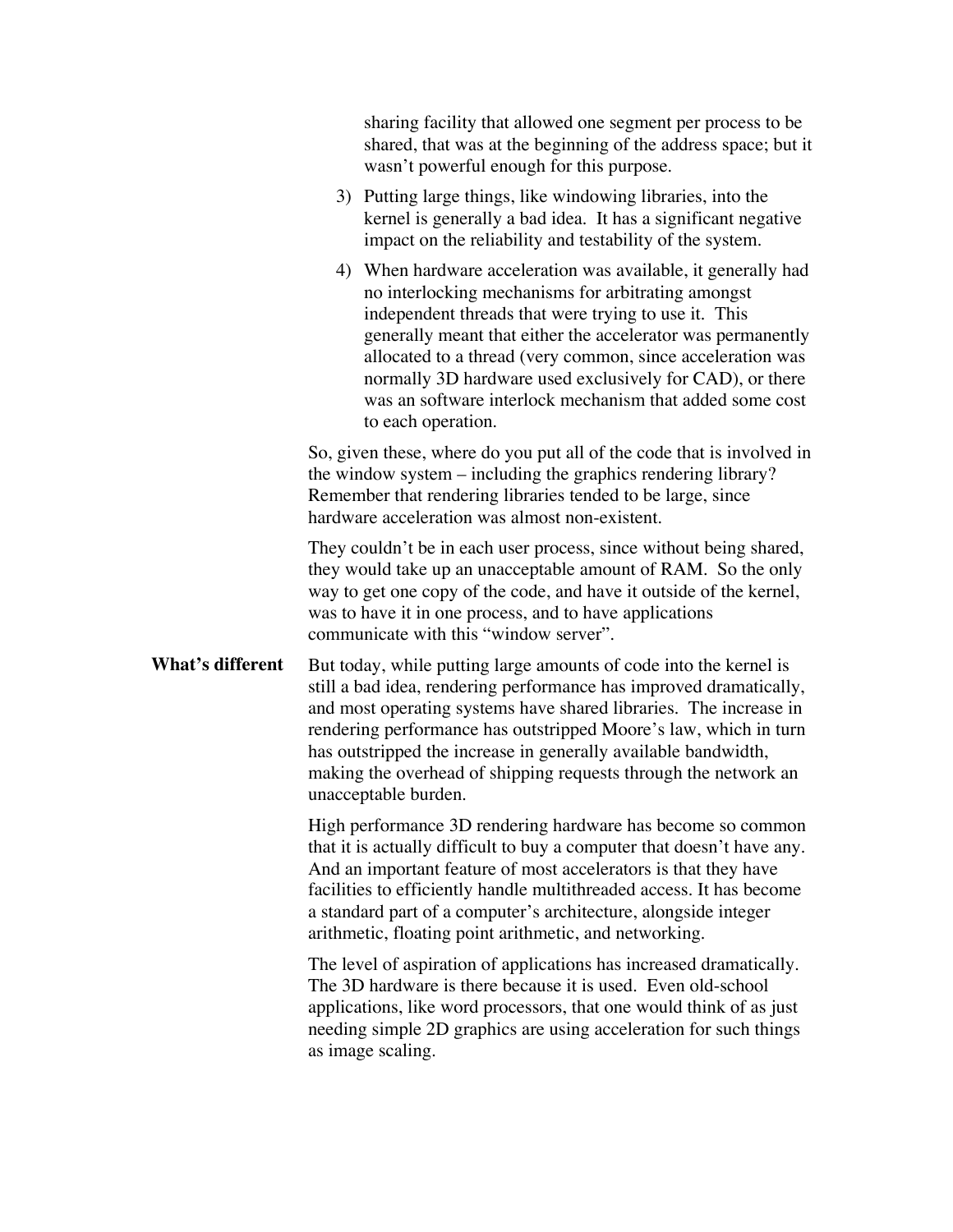sharing facility that allowed one segment per process to be shared, that was at the beginning of the address space; but it wasn't powerful enough for this purpose.

3) Putting large things, like windowing libraries, into the kernel is generally a bad idea. It has a significant negative impact on the reliability and testability of the system.

4) When hardware acceleration was available, it generally had no interlocking mechanisms for arbitrating amongst independent threads that were trying to use it. This generally meant that either the accelerator was permanently allocated to a thread (very common, since acceleration was normally 3D hardware used exclusively for CAD), or there was an software interlock mechanism that added some cost to each operation.

So, given these, where do you put all of the code that is involved in the window system – including the graphics rendering library? Remember that rendering libraries tended to be large, since hardware acceleration was almost non-existent.

They couldn't be in each user process, since without being shared, they would take up an unacceptable amount of RAM. So the only way to get one copy of the code, and have it outside of the kernel, was to have it in one process, and to have applications communicate with this "window server".

**What's different**

But today, while putting large amounts of code into the kernel is still a bad idea, rendering performance has improved dramatically, and most operating systems have shared libraries. The increase in rendering performance has outstripped Moore's law, which in turn has outstripped the increase in generally available bandwidth, making the overhead of shipping requests through the network an unacceptable burden.

High performance 3D rendering hardware has become so common that it is actually difficult to buy a computer that doesn't have any. And an important feature of most accelerators is that they have facilities to efficiently handle multithreaded access. It has become a standard part of a computer's architecture, alongside integer arithmetic, floating point arithmetic, and networking.

The level of aspiration of applications has increased dramatically. The 3D hardware is there because it is used. Even old-school applications, like word processors, that one would think of as just needing simple 2D graphics are using acceleration for such things as image scaling.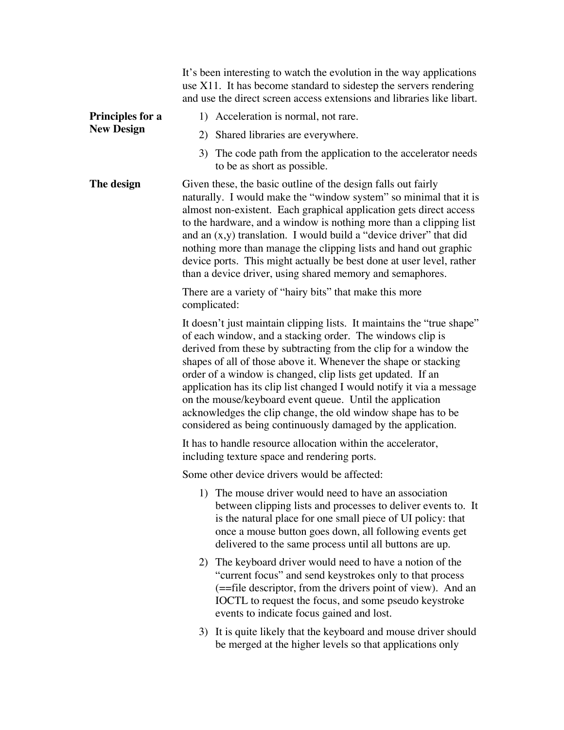It's been interesting to watch the evolution in the way applications use X11. It has become standard to sidestep the servers rendering and use the direct screen access extensions and libraries like libart.

## Principles for a New Design

1) Acceleration is normal, not rare.
2) Shared libraries are everywhere.
3) The code path from the application to the accelerator needs to be as short as possible.

## The design

Given these, the basic outline of the design falls out fairly naturally. I would make the "window system" so minimal that it is almost non-existent. Each graphical application gets direct access to the hardware, and a window is nothing more than a clipping list and an (x,y) translation. I would build a "device driver" that did nothing more than manage the clipping lists and hand out graphic device ports. This might actually be best done at user level, rather than a device driver, using shared memory and semaphores.

There are a variety of "hairy bits" that make this more complicated:

It doesn't just maintain clipping lists. It maintains the "true shape" of each window, and a stacking order. The windows clip is derived from these by subtracting from the clip for a window the shapes of all of those above it. Whenever the shape or stacking order of a window is changed, clip lists get updated. If an application has its clip list changed I would notify it via a message on the mouse/keyboard event queue. Until the application acknowledges the clip change, the old window shape has to be considered as being continuously damaged by the application.

It has to handle resource allocation within the accelerator, including texture space and rendering ports.

Some other device drivers would be affected:

1) The mouse driver would need to have an association between clipping lists and processes to deliver events to. It is the natural place for one small piece of UI policy: that once a mouse button goes down, all following events get delivered to the same process until all buttons are up.
2) The keyboard driver would need to have a notion of the "current focus" and send keystrokes only to that process (==file descriptor, from the drivers point of view). And an IOCTL to request the focus, and some pseudo keystroke events to indicate focus gained and lost.
3) It is quite likely that the keyboard and mouse driver should be merged at the higher levels so that applications only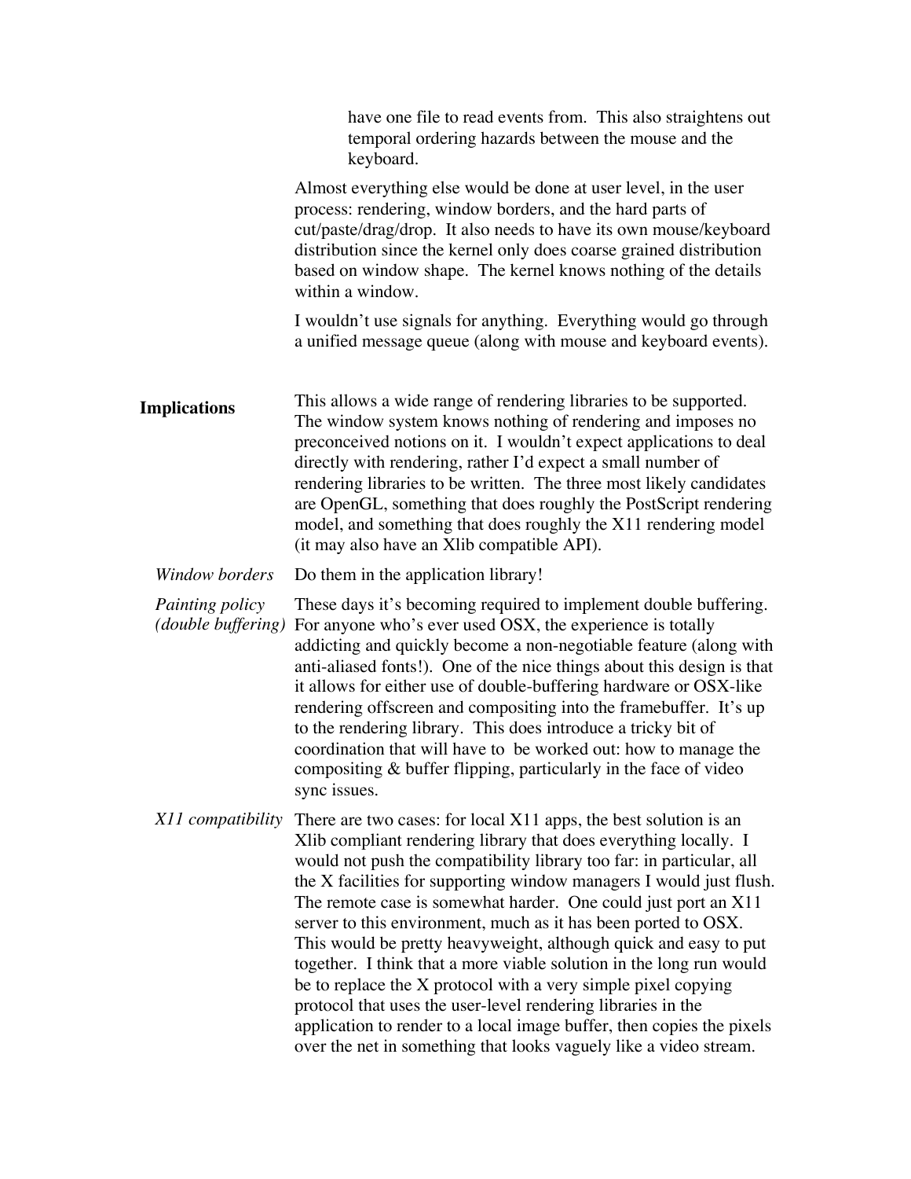have one file to read events from. This also straightens out temporal ordering hazards between the mouse and the keyboard.

Almost everything else would be done at user level, in the user process: rendering, window borders, and the hard parts of cut/paste/drag/drop. It also needs to have its own mouse/keyboard distribution since the kernel only does coarse grained distribution based on window shape. The kernel knows nothing of the details within a window.

I wouldn't use signals for anything. Everything would go through a unified message queue (along with mouse and keyboard events).

## Implications

This allows a wide range of rendering libraries to be supported. The window system knows nothing of rendering and imposes no preconceived notions on it. I wouldn't expect applications to deal directly with rendering, rather I'd expect a small number of rendering libraries to be written. The three most likely candidates are OpenGL, something that does roughly the PostScript rendering model, and something that does roughly the X11 rendering model (it may also have an Xlib compatible API).

*Window borders*

Do them in the application library!

*Painting policy (double buffering)*

These days it's becoming required to implement double buffering. For anyone who's ever used OSX, the experience is totally addicting and quickly become a non-negotiable feature (along with anti-aliased fonts!). One of the nice things about this design is that it allows for either use of double-buffering hardware or OSX-like rendering offscreen and compositing into the framebuffer. It's up to the rendering library. This does introduce a tricky bit of coordination that will have to be worked out: how to manage the compositing & buffer flipping, particularly in the face of video sync issues.

*X11 compatibility*

There are two cases: for local X11 apps, the best solution is an Xlib compliant rendering library that does everything locally. I would not push the compatibility library too far: in particular, all the X facilities for supporting window managers I would just flush. The remote case is somewhat harder. One could just port an X11 server to this environment, much as it has been ported to OSX. This would be pretty heavyweight, although quick and easy to put together. I think that a more viable solution in the long run would be to replace the X protocol with a very simple pixel copying protocol that uses the user-level rendering libraries in the application to render to a local image buffer, then copies the pixels over the net in something that looks vaguely like a video stream.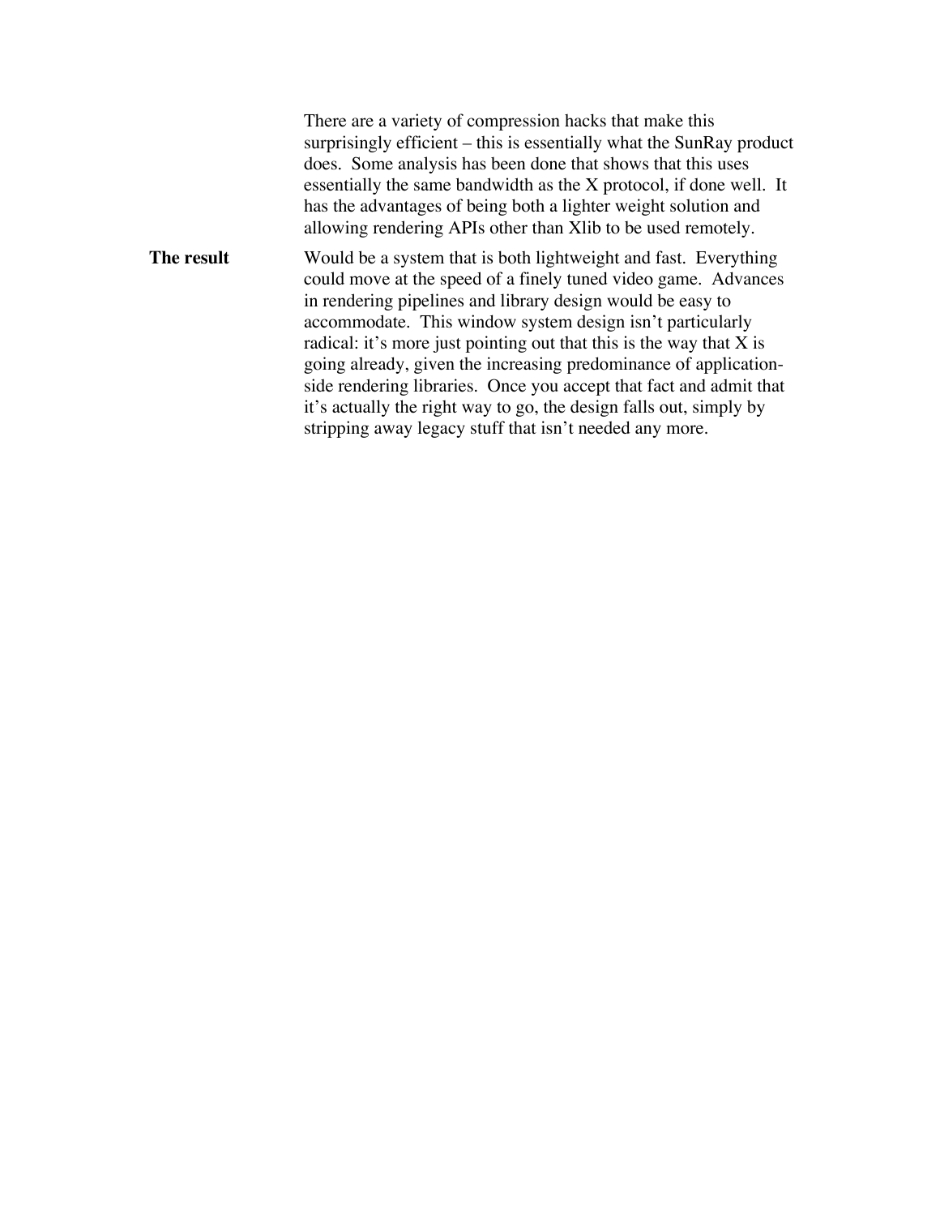There are a variety of compression hacks that make this surprisingly efficient – this is essentially what the SunRay product does. Some analysis has been done that shows that this uses essentially the same bandwidth as the X protocol, if done well. It has the advantages of being both a lighter weight solution and allowing rendering APIs other than Xlib to be used remotely.

**The result**

Would be a system that is both lightweight and fast. Everything could move at the speed of a finely tuned video game. Advances in rendering pipelines and library design would be easy to accommodate. This window system design isn't particularly radical: it's more just pointing out that this is the way that X is going already, given the increasing predominance of application-side rendering libraries. Once you accept that fact and admit that it's actually the right way to go, the design falls out, simply by stripping away legacy stuff that isn't needed any more.